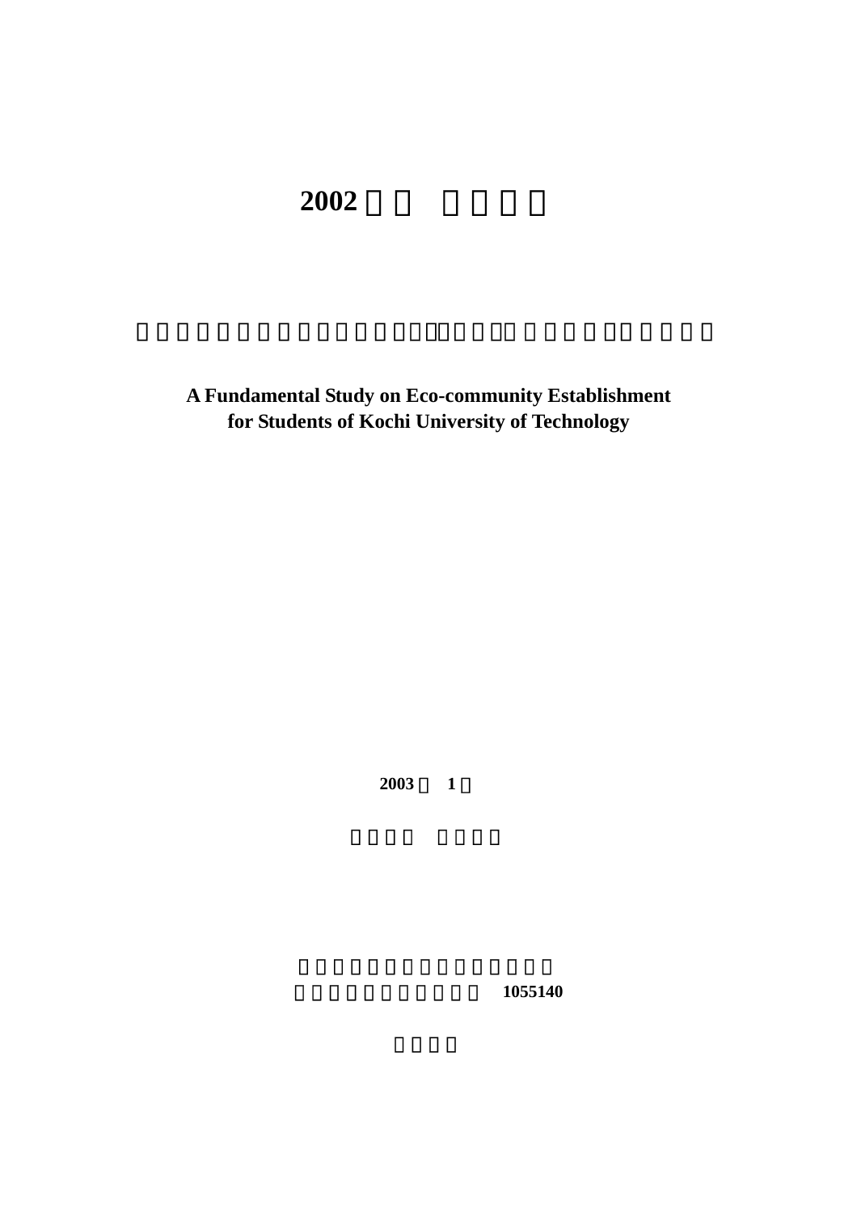# 2002

A Fundamental Study on Eco-community Establishment
for Students of Kochi University of Technology

2003 1

1055140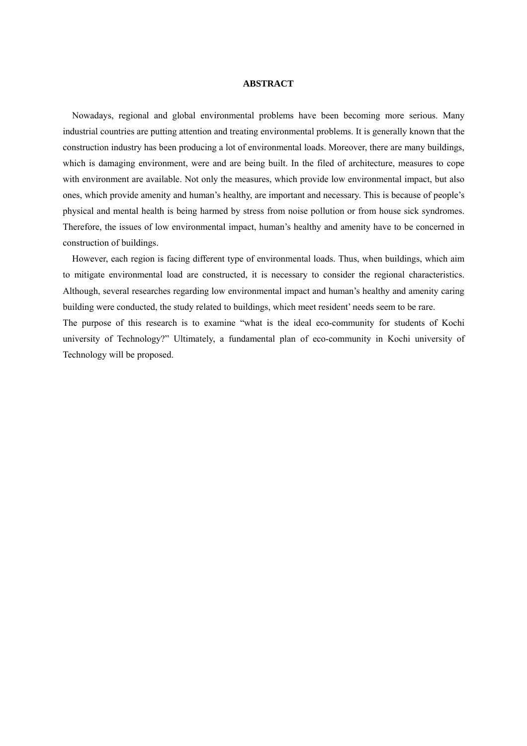# ABSTRACT

Nowadays, regional and global environmental problems have been becoming more serious. Many industrial countries are putting attention and treating environmental problems. It is generally known that the construction industry has been producing a lot of environmental loads. Moreover, there are many buildings, which is damaging environment, were and are being built. In the filed of architecture, measures to cope with environment are available. Not only the measures, which provide low environmental impact, but also ones, which provide amenity and human's healthy, are important and necessary. This is because of people's physical and mental health is being harmed by stress from noise pollution or from house sick syndromes. Therefore, the issues of low environmental impact, human's healthy and amenity have to be concerned in construction of buildings.

However, each region is facing different type of environmental loads. Thus, when buildings, which aim to mitigate environmental load are constructed, it is necessary to consider the regional characteristics. Although, several researches regarding low environmental impact and human's healthy and amenity caring building were conducted, the study related to buildings, which meet resident' needs seem to be rare.

The purpose of this research is to examine "what is the ideal eco-community for students of Kochi university of Technology?" Ultimately, a fundamental plan of eco-community in Kochi university of Technology will be proposed.